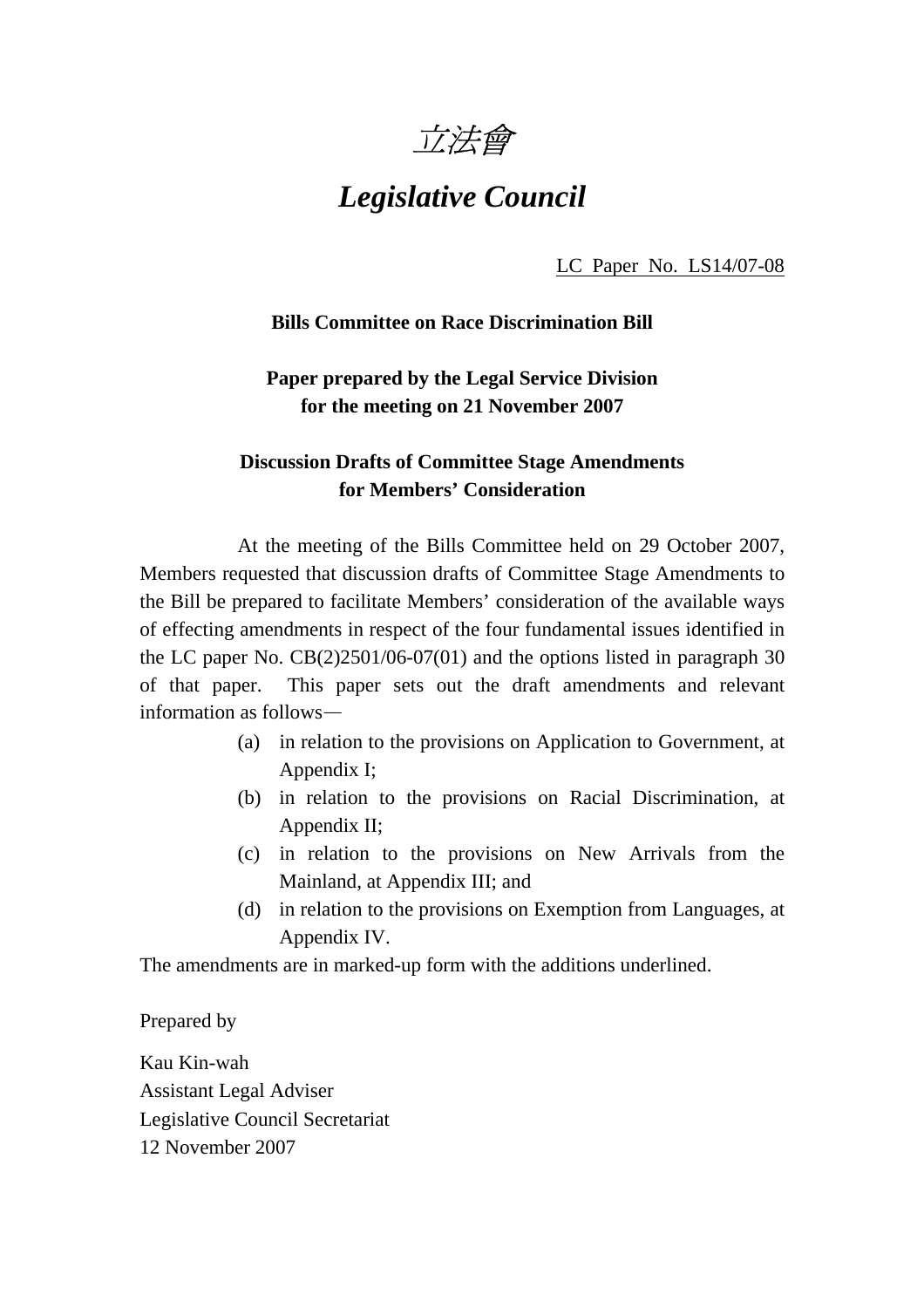*立法會*

# *Legislative Council*

LC Paper No. LS14/07-08

**Bills Committee on Race Discrimination Bill**

**Paper prepared by the Legal Service Division for the meeting on 21 November 2007**

**Discussion Drafts of Committee Stage Amendments for Members' Consideration**

At the meeting of the Bills Committee held on 29 October 2007, Members requested that discussion drafts of Committee Stage Amendments to the Bill be prepared to facilitate Members' consideration of the available ways of effecting amendments in respect of the four fundamental issues identified in the LC paper No. CB(2)2501/06-07(01) and the options listed in paragraph 30 of that paper. This paper sets out the draft amendments and relevant information as follows—

(a) in relation to the provisions on Application to Government, at Appendix I;

(b) in relation to the provisions on Racial Discrimination, at Appendix II;

(c) in relation to the provisions on New Arrivals from the Mainland, at Appendix III; and

(d) in relation to the provisions on Exemption from Languages, at Appendix IV.

The amendments are in marked-up form with the additions underlined.

Prepared by

Kau Kin-wah
Assistant Legal Adviser
Legislative Council Secretariat
12 November 2007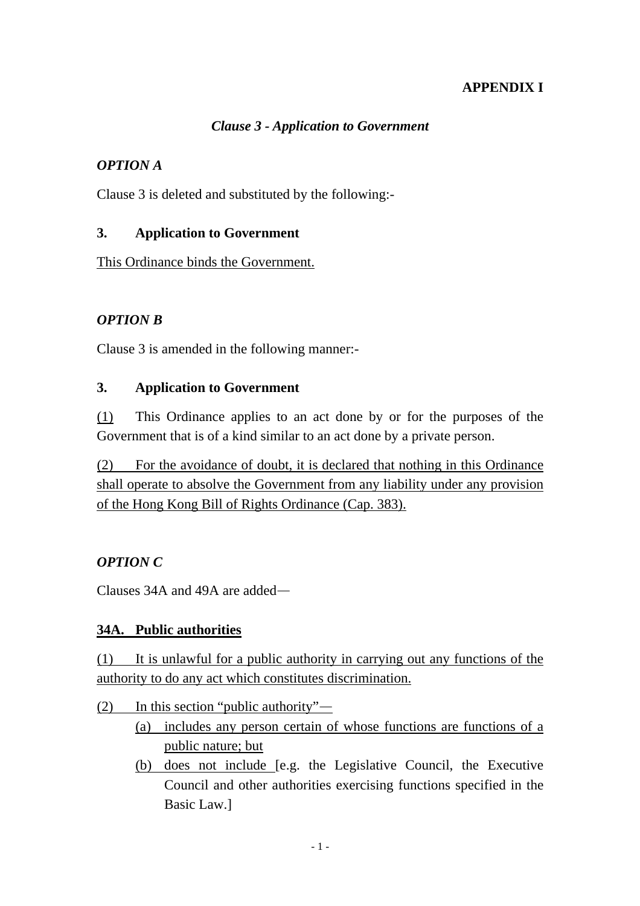**APPENDIX I**

***Clause 3 - Application to Government***

***OPTION A***

Clause 3 is deleted and substituted by the following:-

**3. Application to Government**

<u>This Ordinance binds the Government.</u>

***OPTION B***

Clause 3 is amended in the following manner:-

**3. Application to Government**

<u>(1)</u> This Ordinance applies to an act done by or for the purposes of the Government that is of a kind similar to an act done by a private person.

<u>(2) For the avoidance of doubt, it is declared that nothing in this Ordinance shall operate to absolve the Government from any liability under any provision of the Hong Kong Bill of Rights Ordinance (Cap. 383).</u>

***OPTION C***

Clauses 34A and 49A are added—

<u>**34A. Public authorities**</u>

<u>(1) It is unlawful for a public authority in carrying out any functions of the authority to do any act which constitutes discrimination.</u>

<u>(2) In this section "public authority"—</u>

- <u>(a) includes any person certain of whose functions are functions of a public nature; but</u>
- <u>(b) does not include</u> [e.g. the Legislative Council, the Executive Council and other authorities exercising functions specified in the Basic Law.]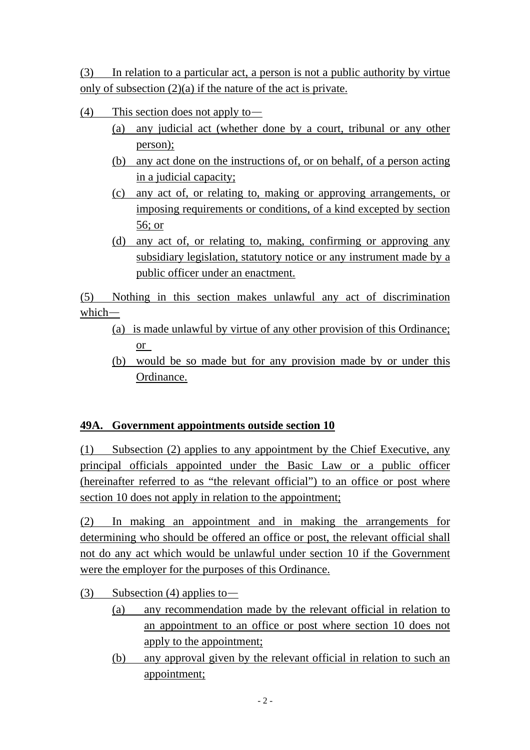(3) In relation to a particular act, a person is not a public authority by virtue only of subsection (2)(a) if the nature of the act is private.

(4) This section does not apply to—

- (a) any judicial act (whether done by a court, tribunal or any other person);
- (b) any act done on the instructions of, or on behalf, of a person acting in a judicial capacity;
- (c) any act of, or relating to, making or approving arrangements, or imposing requirements or conditions, of a kind excepted by section 56; or
- (d) any act of, or relating to, making, confirming or approving any subsidiary legislation, statutory notice or any instrument made by a public officer under an enactment.

(5) Nothing in this section makes unlawful any act of discrimination which—

- (a) is made unlawful by virtue of any other provision of this Ordinance; or
- (b) would be so made but for any provision made by or under this Ordinance.

**49A. Government appointments outside section 10**

(1) Subsection (2) applies to any appointment by the Chief Executive, any principal officials appointed under the Basic Law or a public officer (hereinafter referred to as "the relevant official") to an office or post where section 10 does not apply in relation to the appointment;

(2) In making an appointment and in making the arrangements for determining who should be offered an office or post, the relevant official shall not do any act which would be unlawful under section 10 if the Government were the employer for the purposes of this Ordinance.

(3) Subsection (4) applies to—

- (a) any recommendation made by the relevant official in relation to an appointment to an office or post where section 10 does not apply to the appointment;
- (b) any approval given by the relevant official in relation to such an appointment;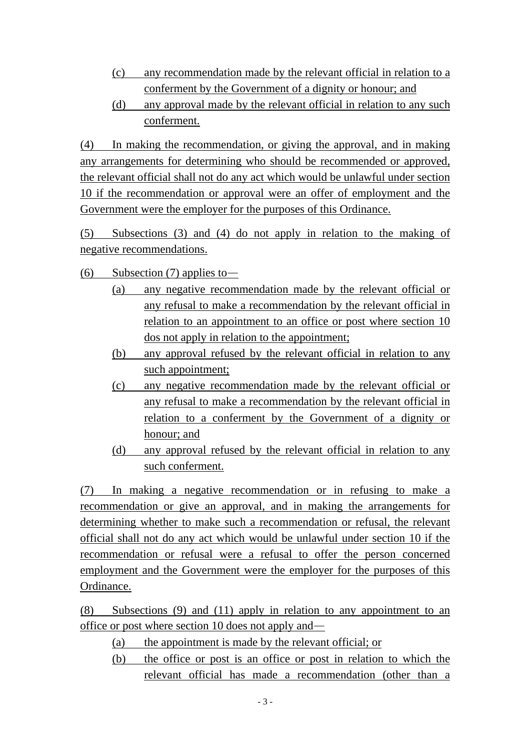(c) any recommendation made by the relevant official in relation to a conferment by the Government of a dignity or honour; and

(d) any approval made by the relevant official in relation to any such conferment.

(4) In making the recommendation, or giving the approval, and in making any arrangements for determining who should be recommended or approved, the relevant official shall not do any act which would be unlawful under section 10 if the recommendation or approval were an offer of employment and the Government were the employer for the purposes of this Ordinance.

(5) Subsections (3) and (4) do not apply in relation to the making of negative recommendations.

(6) Subsection (7) applies to—

(a) any negative recommendation made by the relevant official or any refusal to make a recommendation by the relevant official in relation to an appointment to an office or post where section 10 dos not apply in relation to the appointment;

(b) any approval refused by the relevant official in relation to any such appointment;

(c) any negative recommendation made by the relevant official or any refusal to make a recommendation by the relevant official in relation to a conferment by the Government of a dignity or honour; and

(d) any approval refused by the relevant official in relation to any such conferment.

(7) In making a negative recommendation or in refusing to make a recommendation or give an approval, and in making the arrangements for determining whether to make such a recommendation or refusal, the relevant official shall not do any act which would be unlawful under section 10 if the recommendation or refusal were a refusal to offer the person concerned employment and the Government were the employer for the purposes of this Ordinance.

(8) Subsections (9) and (11) apply in relation to any appointment to an office or post where section 10 does not apply and—

(a) the appointment is made by the relevant official; or

(b) the office or post is an office or post in relation to which the relevant official has made a recommendation (other than a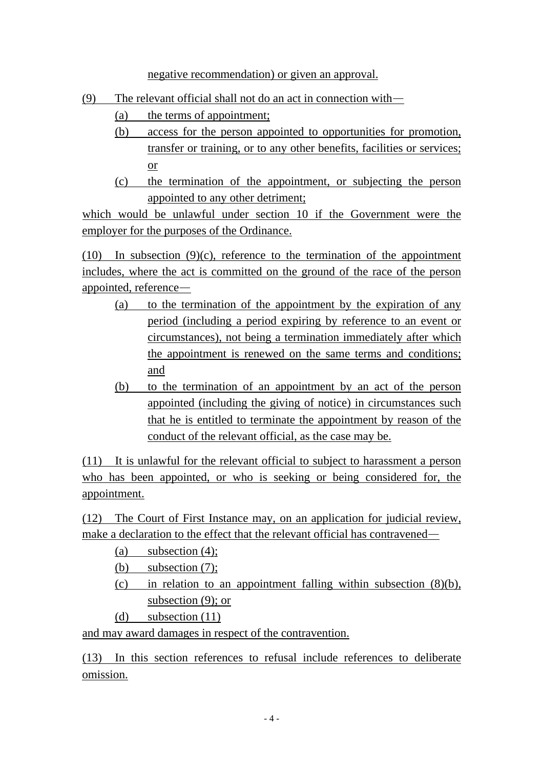negative recommendation) or given an approval.

(9) The relevant official shall not do an act in connection with—

- (a) the terms of appointment;
- (b) access for the person appointed to opportunities for promotion, transfer or training, or to any other benefits, facilities or services; or
- (c) the termination of the appointment, or subjecting the person appointed to any other detriment;

which would be unlawful under section 10 if the Government were the employer for the purposes of the Ordinance.

(10) In subsection (9)(c), reference to the termination of the appointment includes, where the act is committed on the ground of the race of the person appointed, reference—

- (a) to the termination of the appointment by the expiration of any period (including a period expiring by reference to an event or circumstances), not being a termination immediately after which the appointment is renewed on the same terms and conditions; and
- (b) to the termination of an appointment by an act of the person appointed (including the giving of notice) in circumstances such that he is entitled to terminate the appointment by reason of the conduct of the relevant official, as the case may be.

(11) It is unlawful for the relevant official to subject to harassment a person who has been appointed, or who is seeking or being considered for, the appointment.

(12) The Court of First Instance may, on an application for judicial review, make a declaration to the effect that the relevant official has contravened—

- (a) subsection (4);
- (b) subsection (7);
- (c) in relation to an appointment falling within subsection (8)(b), subsection (9); or
- (d) subsection (11)

and may award damages in respect of the contravention.

(13) In this section references to refusal include references to deliberate omission.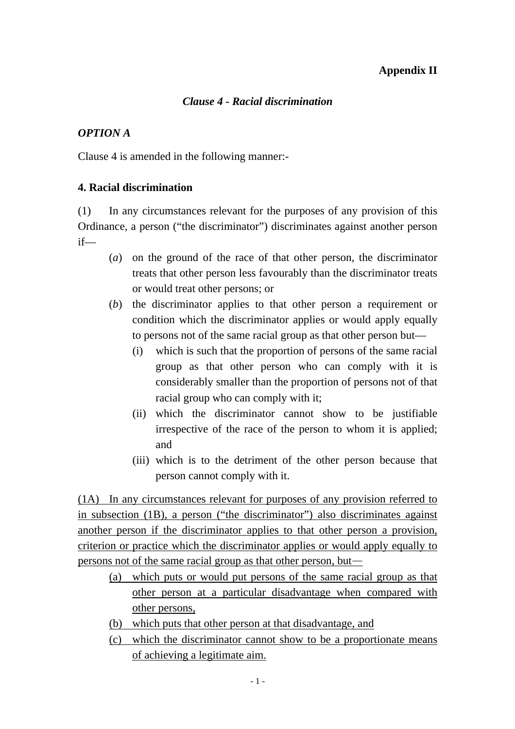**Appendix II**

***Clause 4 - Racial discrimination***

***OPTION A***

Clause 4 is amended in the following manner:-

**4. Racial discrimination**

(1) In any circumstances relevant for the purposes of any provision of this Ordinance, a person (“the discriminator”) discriminates against another person if—

- (*a*) on the ground of the race of that other person, the discriminator treats that other person less favourably than the discriminator treats or would treat other persons; or
- (*b*) the discriminator applies to that other person a requirement or condition which the discriminator applies or would apply equally to persons not of the same racial group as that other person but—
  - (i) which is such that the proportion of persons of the same racial group as that other person who can comply with it is considerably smaller than the proportion of persons not of that racial group who can comply with it;
  - (ii) which the discriminator cannot show to be justifiable irrespective of the race of the person to whom it is applied; and
  - (iii) which is to the detriment of the other person because that person cannot comply with it.

<u>(1A) In any circumstances relevant for purposes of any provision referred to in subsection (1B), a person (“the discriminator”) also discriminates against another person if the discriminator applies to that other person a provision, criterion or practice which the discriminator applies or would apply equally to persons not of the same racial group as that other person, but—</u>

- <u>(a) which puts or would put persons of the same racial group as that other person at a particular disadvantage when compared with other persons,</u>
- <u>(b) which puts that other person at that disadvantage, and</u>
- <u>(c) which the discriminator cannot show to be a proportionate means of achieving a legitimate aim.</u>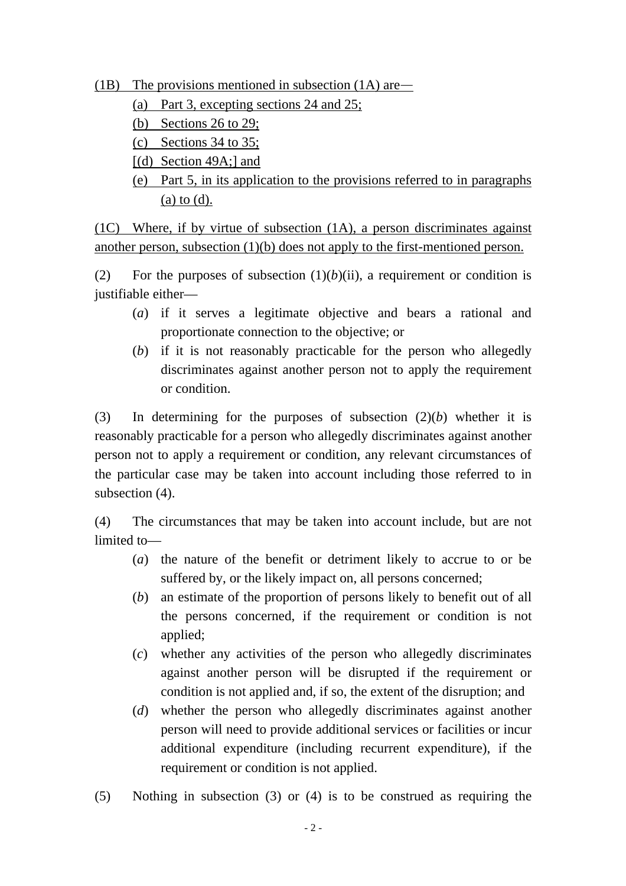<u>(1B) The provisions mentioned in subsection (1A) are—</u>

<u>(a) Part 3, excepting sections 24 and 25;</u>

<u>(b) Sections 26 to 29;</u>

<u>(c) Sections 34 to 35;</u>

<u>[(d) Section 49A;] and</u>

<u>(e) Part 5, in its application to the provisions referred to in paragraphs (a) to (d).</u>

<u>(1C) Where, if by virtue of subsection (1A), a person discriminates against another person, subsection (1)(b) does not apply to the first-mentioned person.</u>

(2) For the purposes of subsection (1)(*b*)(ii), a requirement or condition is justifiable either—

(*a*) if it serves a legitimate objective and bears a rational and proportionate connection to the objective; or

(*b*) if it is not reasonably practicable for the person who allegedly discriminates against another person not to apply the requirement or condition.

(3) In determining for the purposes of subsection (2)(*b*) whether it is reasonably practicable for a person who allegedly discriminates against another person not to apply a requirement or condition, any relevant circumstances of the particular case may be taken into account including those referred to in subsection (4).

(4) The circumstances that may be taken into account include, but are not limited to—

(*a*) the nature of the benefit or detriment likely to accrue to or be suffered by, or the likely impact on, all persons concerned;

(*b*) an estimate of the proportion of persons likely to benefit out of all the persons concerned, if the requirement or condition is not applied;

(*c*) whether any activities of the person who allegedly discriminates against another person will be disrupted if the requirement or condition is not applied and, if so, the extent of the disruption; and

(*d*) whether the person who allegedly discriminates against another person will need to provide additional services or facilities or incur additional expenditure (including recurrent expenditure), if the requirement or condition is not applied.

(5) Nothing in subsection (3) or (4) is to be construed as requiring the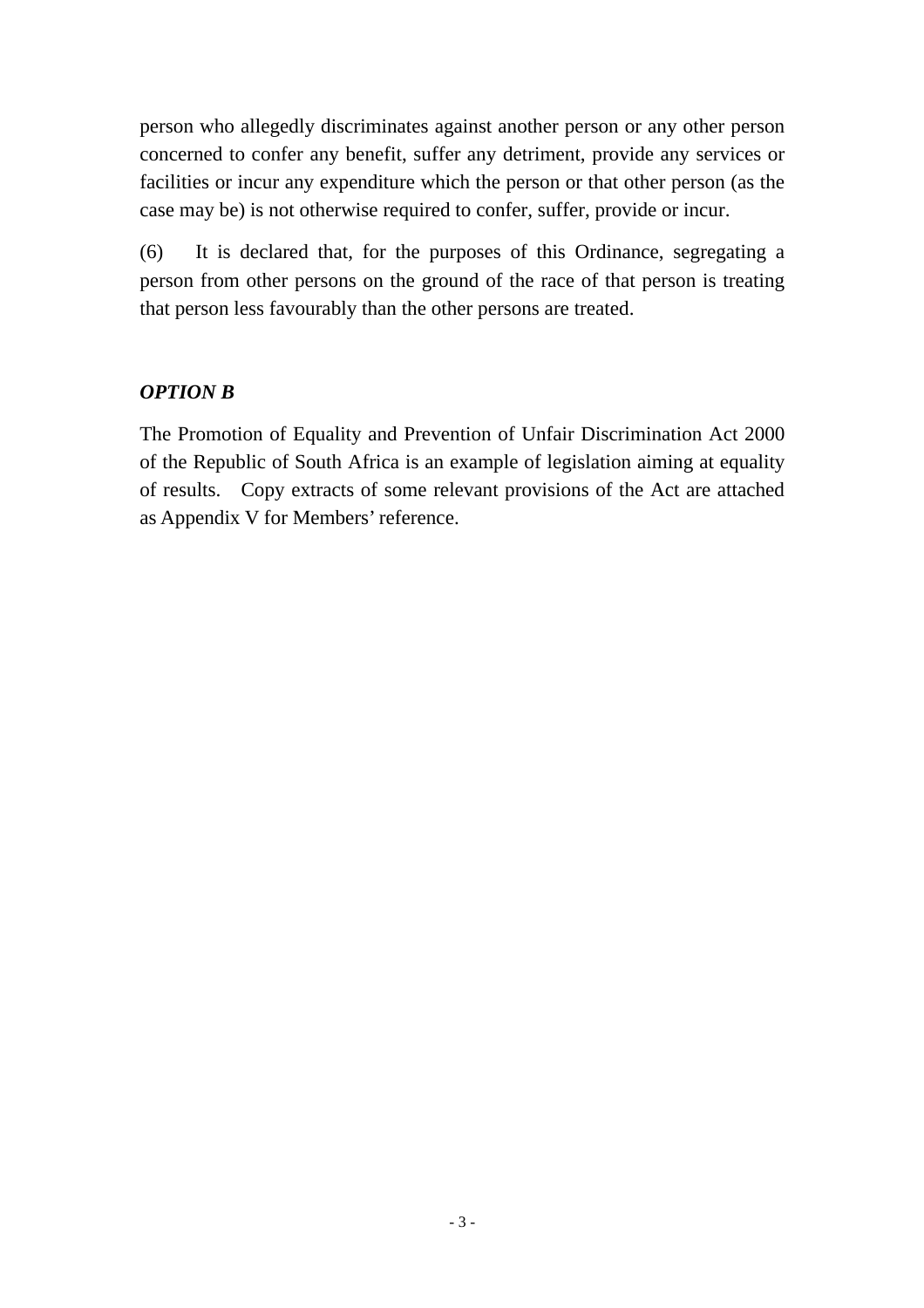person who allegedly discriminates against another person or any other person concerned to confer any benefit, suffer any detriment, provide any services or facilities or incur any expenditure which the person or that other person (as the case may be) is not otherwise required to confer, suffer, provide or incur.

(6) It is declared that, for the purposes of this Ordinance, segregating a person from other persons on the ground of the race of that person is treating that person less favourably than the other persons are treated.

***OPTION B***

The Promotion of Equality and Prevention of Unfair Discrimination Act 2000 of the Republic of South Africa is an example of legislation aiming at equality of results. Copy extracts of some relevant provisions of the Act are attached as Appendix V for Members' reference.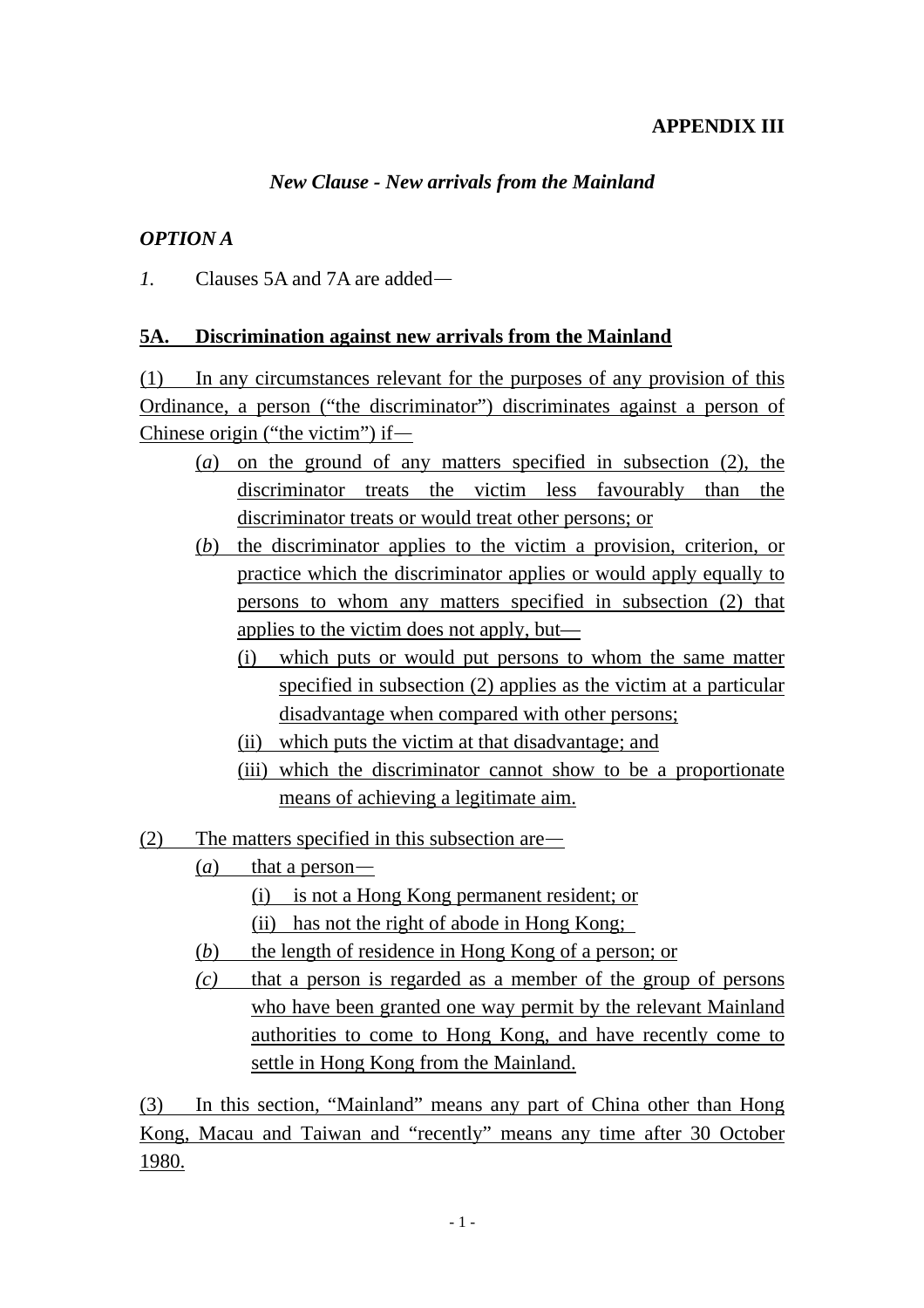**APPENDIX III**

***New Clause - New arrivals from the Mainland***

***OPTION A***

*1.* Clauses 5A and 7A are added—

**5A. Discrimination against new arrivals from the Mainland**

(1) In any circumstances relevant for the purposes of any provision of this Ordinance, a person ("the discriminator") discriminates against a person of Chinese origin ("the victim") if—

- (*a*) on the ground of any matters specified in subsection (2), the discriminator treats the victim less favourably than the discriminator treats or would treat other persons; or
- (*b*) the discriminator applies to the victim a provision, criterion, or practice which the discriminator applies or would apply equally to persons to whom any matters specified in subsection (2) that applies to the victim does not apply, but—
  - (i) which puts or would put persons to whom the same matter specified in subsection (2) applies as the victim at a particular disadvantage when compared with other persons;
  - (ii) which puts the victim at that disadvantage; and
  - (iii) which the discriminator cannot show to be a proportionate means of achieving a legitimate aim.

(2) The matters specified in this subsection are—

- (*a*) that a person—
  - (i) is not a Hong Kong permanent resident; or
  - (ii) has not the right of abode in Hong Kong;
- (*b*) the length of residence in Hong Kong of a person; or
- *(c)* that a person is regarded as a member of the group of persons who have been granted one way permit by the relevant Mainland authorities to come to Hong Kong, and have recently come to settle in Hong Kong from the Mainland.

(3) In this section, "Mainland" means any part of China other than Hong Kong, Macau and Taiwan and "recently" means any time after 30 October 1980.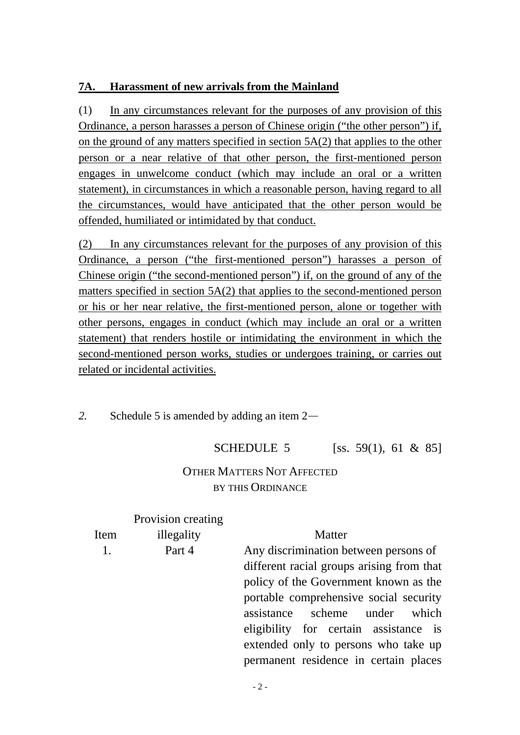**7A. Harassment of new arrivals from the Mainland**

(1) In any circumstances relevant for the purposes of any provision of this Ordinance, a person harasses a person of Chinese origin ("the other person") if, on the ground of any matters specified in section 5A(2) that applies to the other person or a near relative of that other person, the first-mentioned person engages in unwelcome conduct (which may include an oral or a written statement), in circumstances in which a reasonable person, having regard to all the circumstances, would have anticipated that the other person would be offended, humiliated or intimidated by that conduct.

(2) In any circumstances relevant for the purposes of any provision of this Ordinance, a person ("the first-mentioned person") harasses a person of Chinese origin ("the second-mentioned person") if, on the ground of any of the matters specified in section 5A(2) that applies to the second-mentioned person or his or her near relative, the first-mentioned person, alone or together with other persons, engages in conduct (which may include an oral or a written statement) that renders hostile or intimidating the environment in which the second-mentioned person works, studies or undergoes training, or carries out related or incidental activities.

*2.* Schedule 5 is amended by adding an item 2—

SCHEDULE 5 [ss. 59(1), 61 & 85]

OTHER MATTERS NOT AFFECTED BY THIS ORDINANCE

| Item | Provision creating illegality | Matter |
|---|---|---|
| 1. | Part 4 | Any discrimination between persons of different racial groups arising from that policy of the Government known as the portable comprehensive social security assistance scheme under which eligibility for certain assistance is extended only to persons who take up permanent residence in certain places |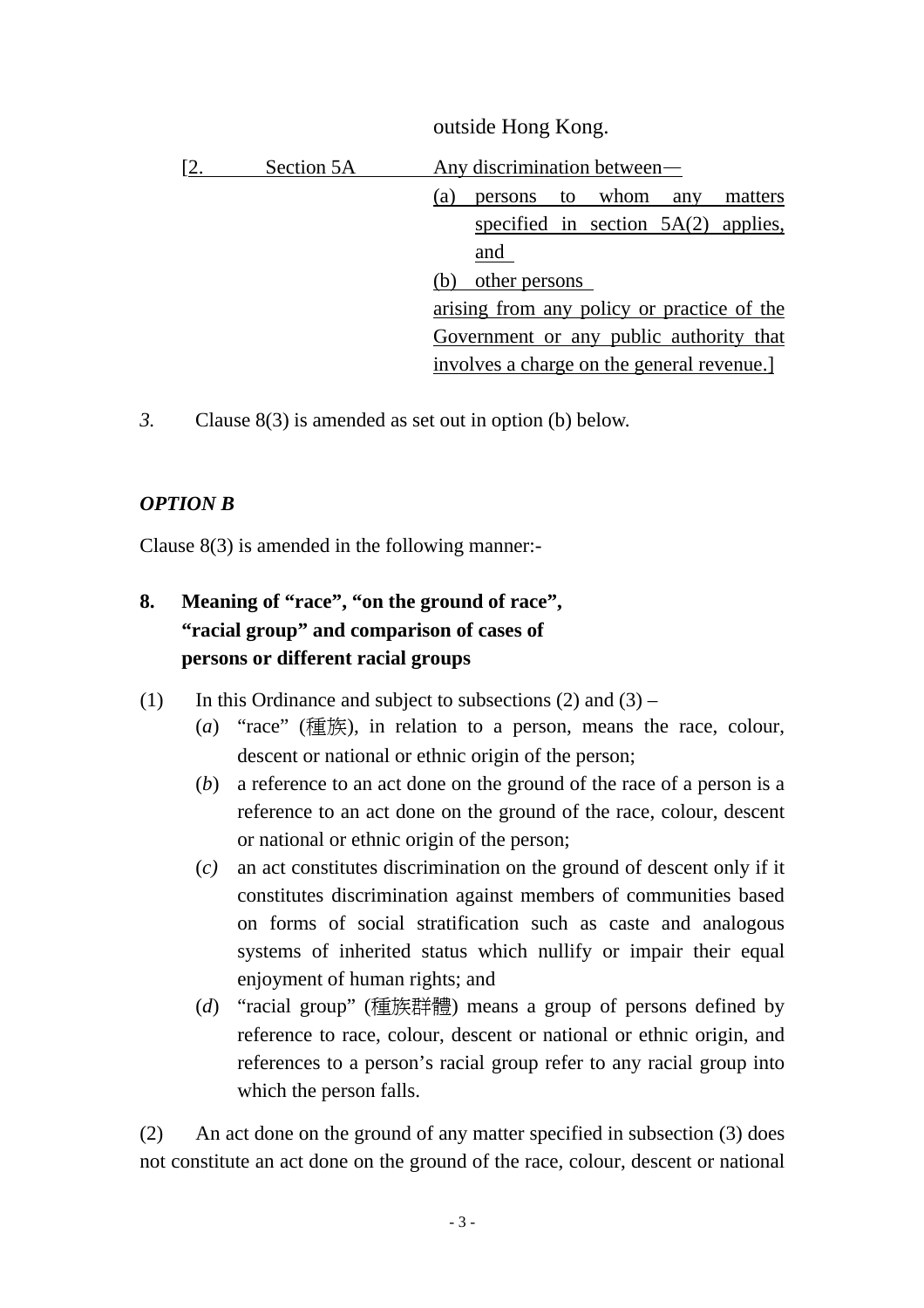outside Hong Kong.

| | | |
|---|---|---|
| [2. | Section 5A | Any discrimination between—<br>(a) persons to whom any matters specified in section 5A(2) applies, and<br>(b) other persons<br>arising from any policy or practice of the Government or any public authority that involves a charge on the general revenue.] |

*3.* Clause 8(3) is amended as set out in option (b) below.

***OPTION B***

Clause 8(3) is amended in the following manner:-

**8. Meaning of "race", "on the ground of race", "racial group" and comparison of cases of persons or different racial groups**

(1) In this Ordinance and subject to subsections (2) and (3) –

(*a*) "race" (種族), in relation to a person, means the race, colour, descent or national or ethnic origin of the person;

(*b*) a reference to an act done on the ground of the race of a person is a reference to an act done on the ground of the race, colour, descent or national or ethnic origin of the person;

(*c)* an act constitutes discrimination on the ground of descent only if it constitutes discrimination against members of communities based on forms of social stratification such as caste and analogous systems of inherited status which nullify or impair their equal enjoyment of human rights; and

(*d*) "racial group" (種族群體) means a group of persons defined by reference to race, colour, descent or national or ethnic origin, and references to a person's racial group refer to any racial group into which the person falls.

(2) An act done on the ground of any matter specified in subsection (3) does not constitute an act done on the ground of the race, colour, descent or national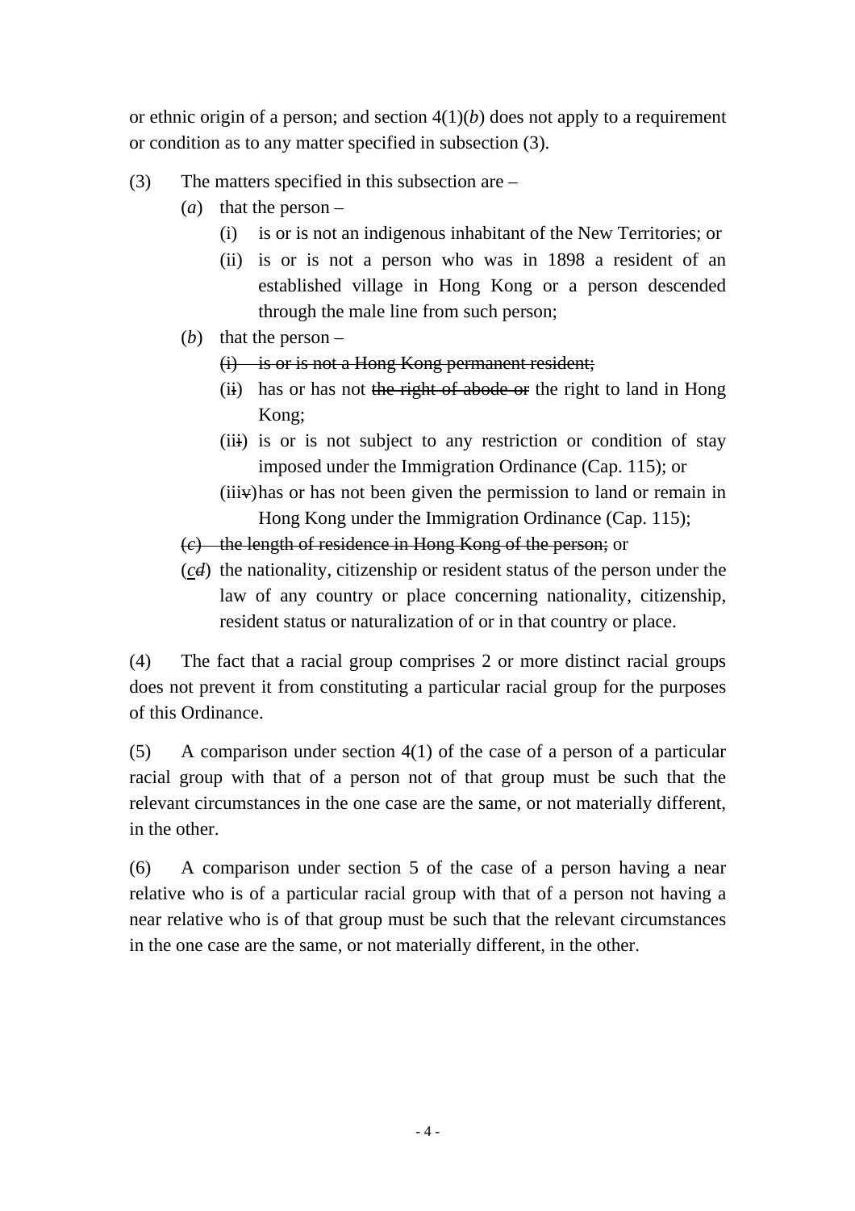or ethnic origin of a person; and section 4(1)(*b*) does not apply to a requirement or condition as to any matter specified in subsection (3).

(3) The matters specified in this subsection are –

- (*a*) that the person –
  - (i) is or is not an indigenous inhabitant of the New Territories; or
  - (ii) is or is not a person who was in 1898 a resident of an established village in Hong Kong or a person descended through the male line from such person;
- (*b*) that the person –
  - ~~(i) is or is not a Hong Kong permanent resident;~~
  - (i~~i~~) has or has not ~~the right of abode or~~ the right to land in Hong Kong;
  - (ii~~i~~) is or is not subject to any restriction or condition of stay imposed under the Immigration Ordinance (Cap. 115); or
  - (iii~~v~~) has or has not been given the permission to land or remain in Hong Kong under the Immigration Ordinance (Cap. 115);
- ~~(*c*) the length of residence in Hong Kong of the person;~~ or
- (*c*~~*d*~~) the nationality, citizenship or resident status of the person under the law of any country or place concerning nationality, citizenship, resident status or naturalization of or in that country or place.

(4) The fact that a racial group comprises 2 or more distinct racial groups does not prevent it from constituting a particular racial group for the purposes of this Ordinance.

(5) A comparison under section 4(1) of the case of a person of a particular racial group with that of a person not of that group must be such that the relevant circumstances in the one case are the same, or not materially different, in the other.

(6) A comparison under section 5 of the case of a person having a near relative who is of a particular racial group with that of a person not having a near relative who is of that group must be such that the relevant circumstances in the one case are the same, or not materially different, in the other.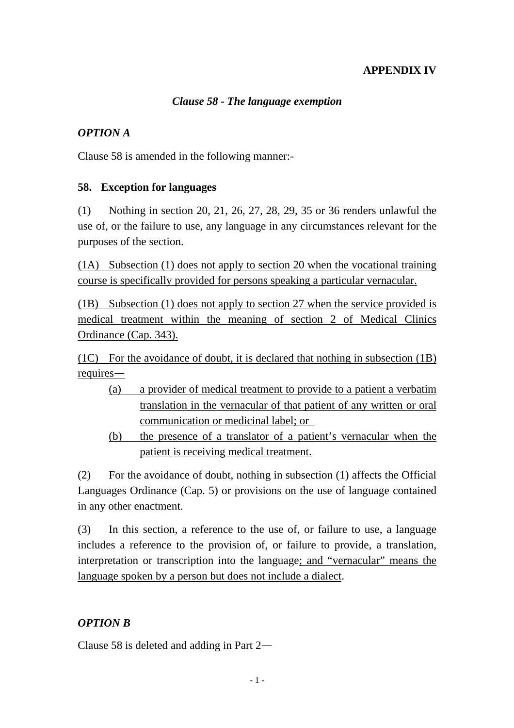**APPENDIX IV**

***Clause 58 - The language exemption***

***OPTION A***

Clause 58 is amended in the following manner:-

**58. Exception for languages**

(1) Nothing in section 20, 21, 26, 27, 28, 29, 35 or 36 renders unlawful the use of, or the failure to use, any language in any circumstances relevant for the purposes of the section.

<u>(1A) Subsection (1) does not apply to section 20 when the vocational training course is specifically provided for persons speaking a particular vernacular.</u>

<u>(1B) Subsection (1) does not apply to section 27 when the service provided is medical treatment within the meaning of section 2 of Medical Clinics Ordinance (Cap. 343).</u>

<u>(1C) For the avoidance of doubt, it is declared that nothing in subsection (1B) requires—</u>

- <u>(a) a provider of medical treatment to provide to a patient a verbatim translation in the vernacular of that patient of any written or oral communication or medicinal label; or</u>
- <u>(b) the presence of a translator of a patient's vernacular when the patient is receiving medical treatment.</u>

(2) For the avoidance of doubt, nothing in subsection (1) affects the Official Languages Ordinance (Cap. 5) or provisions on the use of language contained in any other enactment.

(3) In this section, a reference to the use of, or failure to use, a language includes a reference to the provision of, or failure to provide, a translation, interpretation or transcription into the language<u>; and "vernacular" means the language spoken by a person but does not include a dialect</u>.

***OPTION B***

Clause 58 is deleted and adding in Part 2—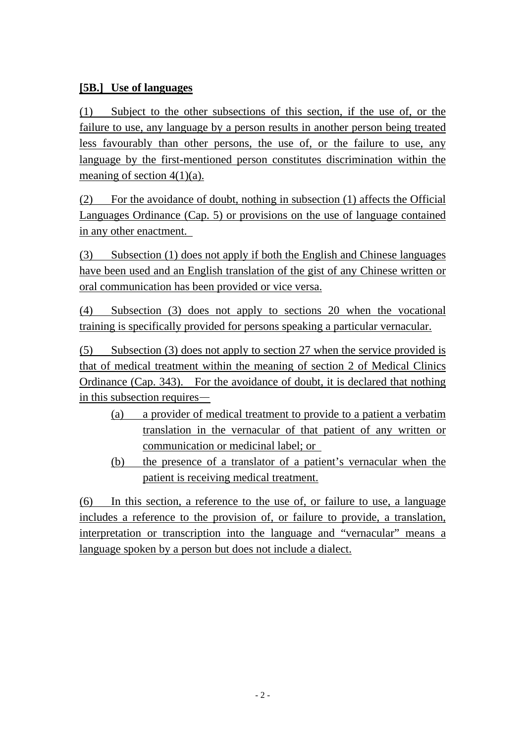**[5B.] Use of languages**

(1) Subject to the other subsections of this section, if the use of, or the failure to use, any language by a person results in another person being treated less favourably than other persons, the use of, or the failure to use, any language by the first-mentioned person constitutes discrimination within the meaning of section 4(1)(a).

(2) For the avoidance of doubt, nothing in subsection (1) affects the Official Languages Ordinance (Cap. 5) or provisions on the use of language contained in any other enactment.

(3) Subsection (1) does not apply if both the English and Chinese languages have been used and an English translation of the gist of any Chinese written or oral communication has been provided or vice versa.

(4) Subsection (3) does not apply to sections 20 when the vocational training is specifically provided for persons speaking a particular vernacular.

(5) Subsection (3) does not apply to section 27 when the service provided is that of medical treatment within the meaning of section 2 of Medical Clinics Ordinance (Cap. 343). For the avoidance of doubt, it is declared that nothing in this subsection requires—

- (a) a provider of medical treatment to provide to a patient a verbatim translation in the vernacular of that patient of any written or communication or medicinal label; or
- (b) the presence of a translator of a patient's vernacular when the patient is receiving medical treatment.

(6) In this section, a reference to the use of, or failure to use, a language includes a reference to the provision of, or failure to provide, a translation, interpretation or transcription into the language and "vernacular" means a language spoken by a person but does not include a dialect.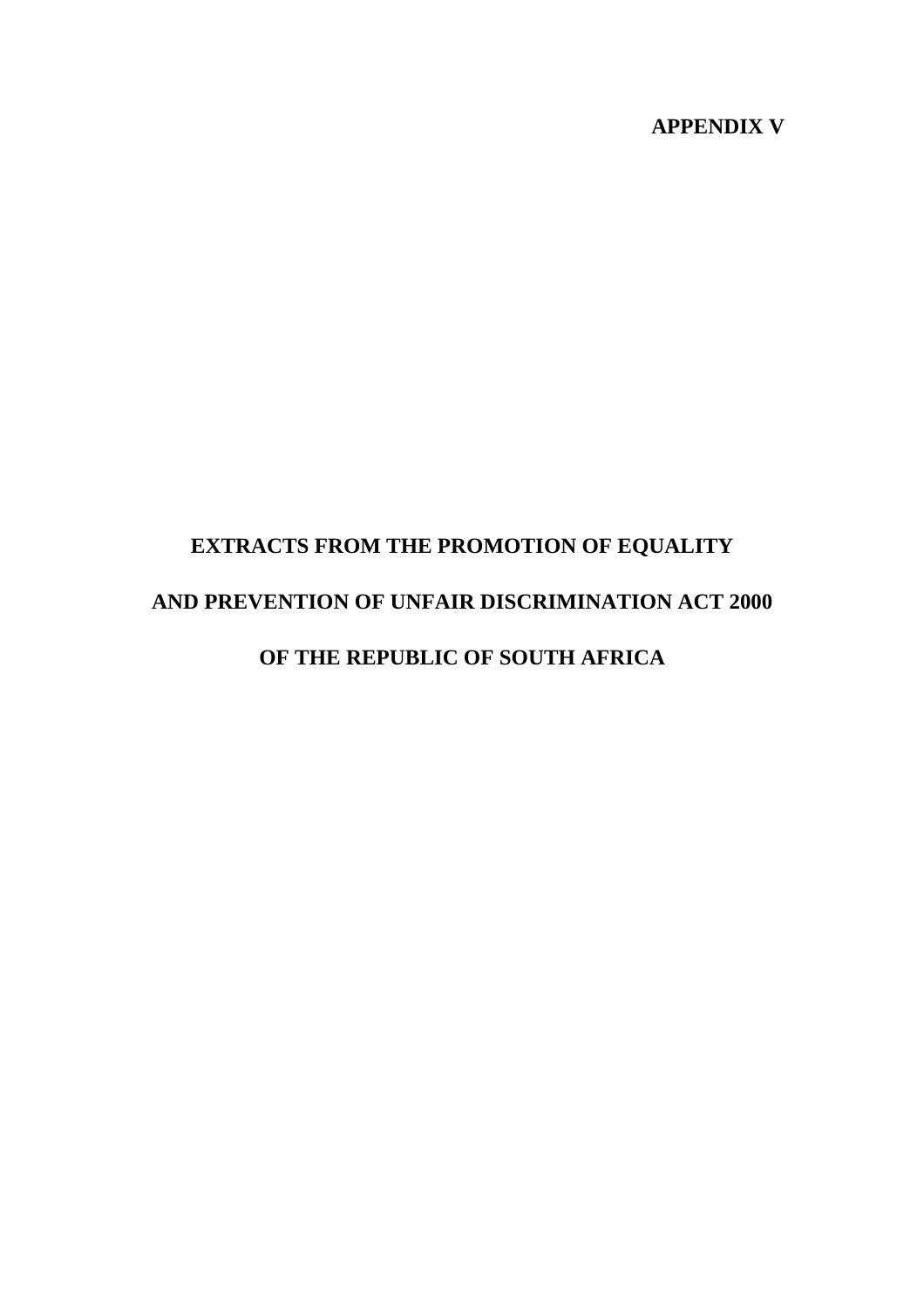**APPENDIX V**

# EXTRACTS FROM THE PROMOTION OF EQUALITY AND PREVENTION OF UNFAIR DISCRIMINATION ACT 2000 OF THE REPUBLIC OF SOUTH AFRICA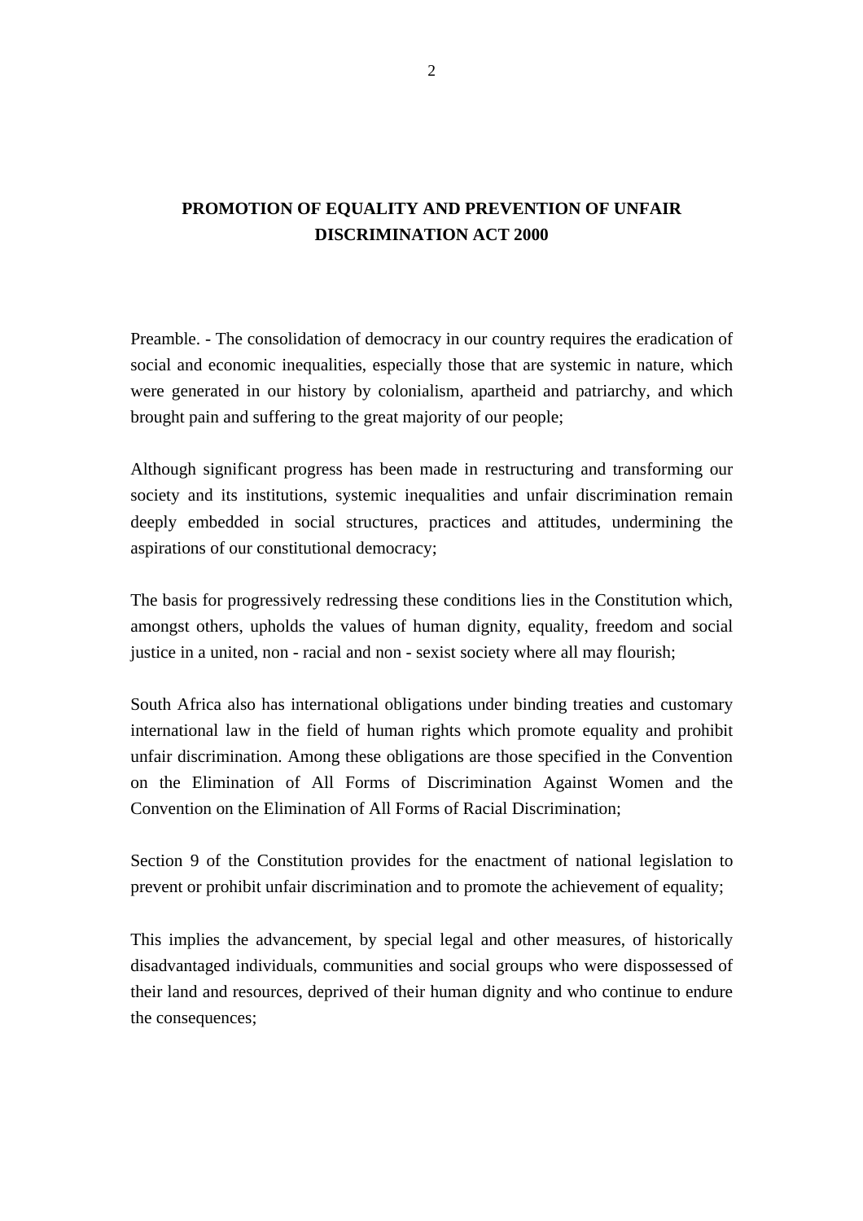## PROMOTION OF EQUALITY AND PREVENTION OF UNFAIR DISCRIMINATION ACT 2000

Preamble. - The consolidation of democracy in our country requires the eradication of social and economic inequalities, especially those that are systemic in nature, which were generated in our history by colonialism, apartheid and patriarchy, and which brought pain and suffering to the great majority of our people;

Although significant progress has been made in restructuring and transforming our society and its institutions, systemic inequalities and unfair discrimination remain deeply embedded in social structures, practices and attitudes, undermining the aspirations of our constitutional democracy;

The basis for progressively redressing these conditions lies in the Constitution which, amongst others, upholds the values of human dignity, equality, freedom and social justice in a united, non - racial and non - sexist society where all may flourish;

South Africa also has international obligations under binding treaties and customary international law in the field of human rights which promote equality and prohibit unfair discrimination. Among these obligations are those specified in the Convention on the Elimination of All Forms of Discrimination Against Women and the Convention on the Elimination of All Forms of Racial Discrimination;

Section 9 of the Constitution provides for the enactment of national legislation to prevent or prohibit unfair discrimination and to promote the achievement of equality;

This implies the advancement, by special legal and other measures, of historically disadvantaged individuals, communities and social groups who were dispossessed of their land and resources, deprived of their human dignity and who continue to endure the consequences;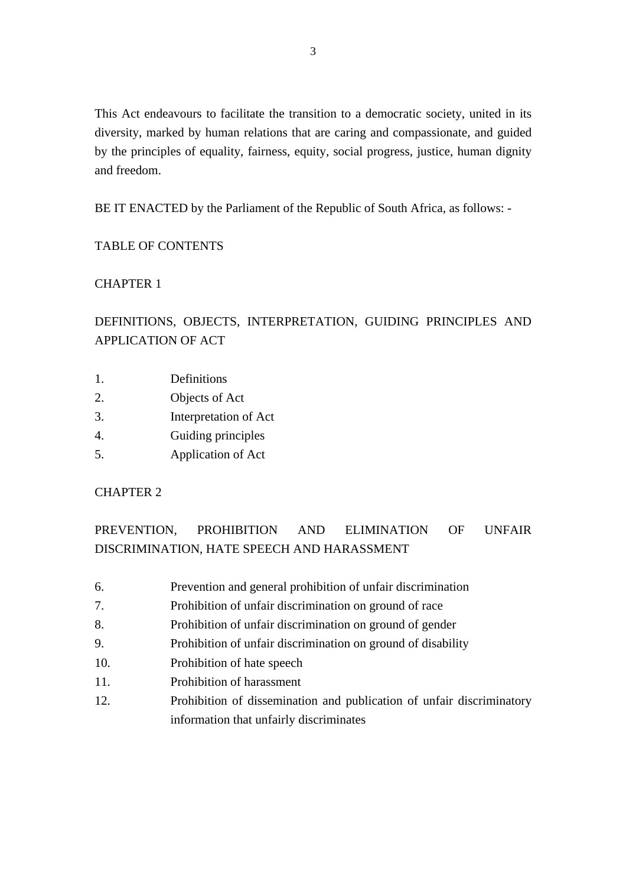This Act endeavours to facilitate the transition to a democratic society, united in its diversity, marked by human relations that are caring and compassionate, and guided by the principles of equality, fairness, equity, social progress, justice, human dignity and freedom.

BE IT ENACTED by the Parliament of the Republic of South Africa, as follows: -

TABLE OF CONTENTS

CHAPTER 1

DEFINITIONS, OBJECTS, INTERPRETATION, GUIDING PRINCIPLES AND APPLICATION OF ACT

1. Definitions
2. Objects of Act
3. Interpretation of Act
4. Guiding principles
5. Application of Act

CHAPTER 2

PREVENTION, PROHIBITION AND ELIMINATION OF UNFAIR DISCRIMINATION, HATE SPEECH AND HARASSMENT

6. Prevention and general prohibition of unfair discrimination
7. Prohibition of unfair discrimination on ground of race
8. Prohibition of unfair discrimination on ground of gender
9. Prohibition of unfair discrimination on ground of disability
10. Prohibition of hate speech
11. Prohibition of harassment
12. Prohibition of dissemination and publication of unfair discriminatory information that unfairly discriminates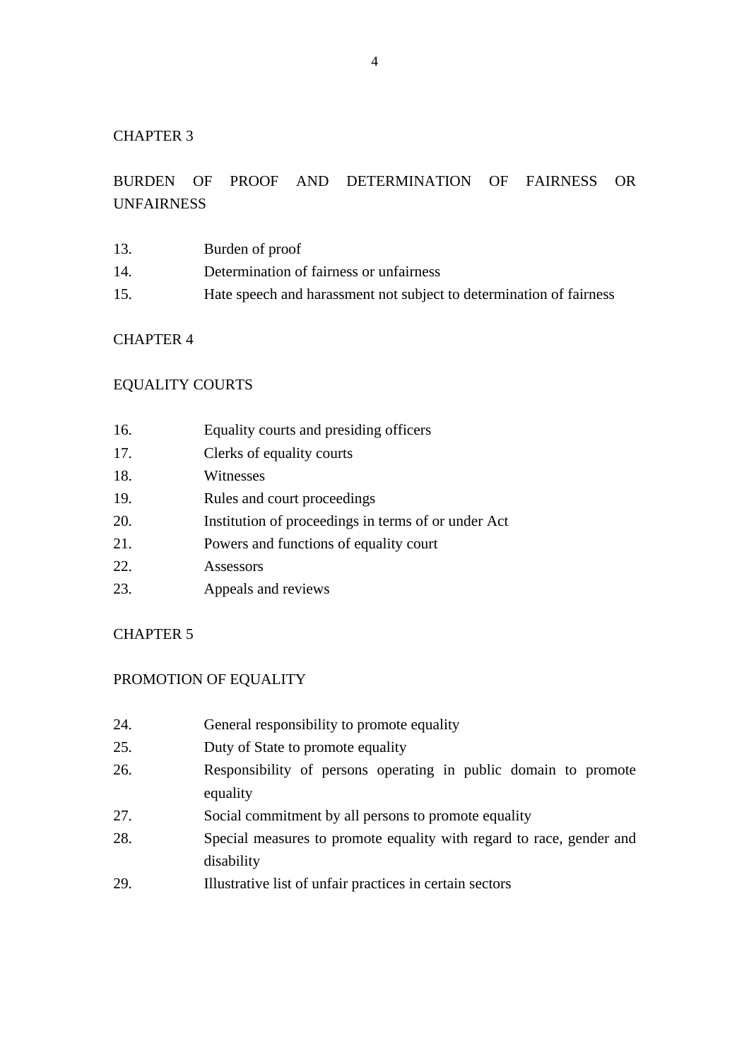## CHAPTER 3

## BURDEN OF PROOF AND DETERMINATION OF FAIRNESS OR UNFAIRNESS

13. Burden of proof
14. Determination of fairness or unfairness
15. Hate speech and harassment not subject to determination of fairness

## CHAPTER 4

## EQUALITY COURTS

16. Equality courts and presiding officers
17. Clerks of equality courts
18. Witnesses
19. Rules and court proceedings
20. Institution of proceedings in terms of or under Act
21. Powers and functions of equality court
22. Assessors
23. Appeals and reviews

## CHAPTER 5

## PROMOTION OF EQUALITY

24. General responsibility to promote equality
25. Duty of State to promote equality
26. Responsibility of persons operating in public domain to promote equality
27. Social commitment by all persons to promote equality
28. Special measures to promote equality with regard to race, gender and disability
29. Illustrative list of unfair practices in certain sectors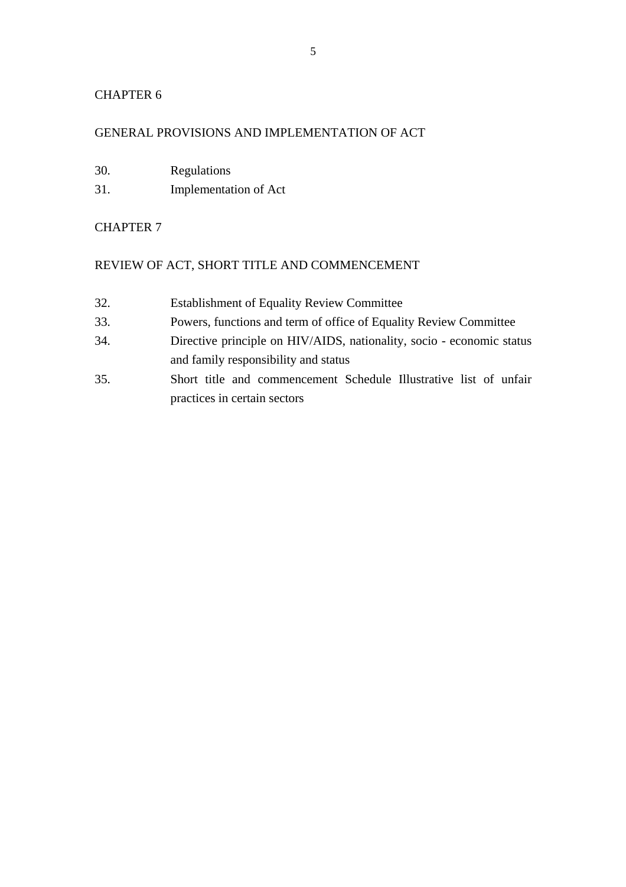CHAPTER 6

GENERAL PROVISIONS AND IMPLEMENTATION OF ACT

30. Regulations
31. Implementation of Act

CHAPTER 7

REVIEW OF ACT, SHORT TITLE AND COMMENCEMENT

32. Establishment of Equality Review Committee
33. Powers, functions and term of office of Equality Review Committee
34. Directive principle on HIV/AIDS, nationality, socio - economic status and family responsibility and status
35. Short title and commencement Schedule Illustrative list of unfair practices in certain sectors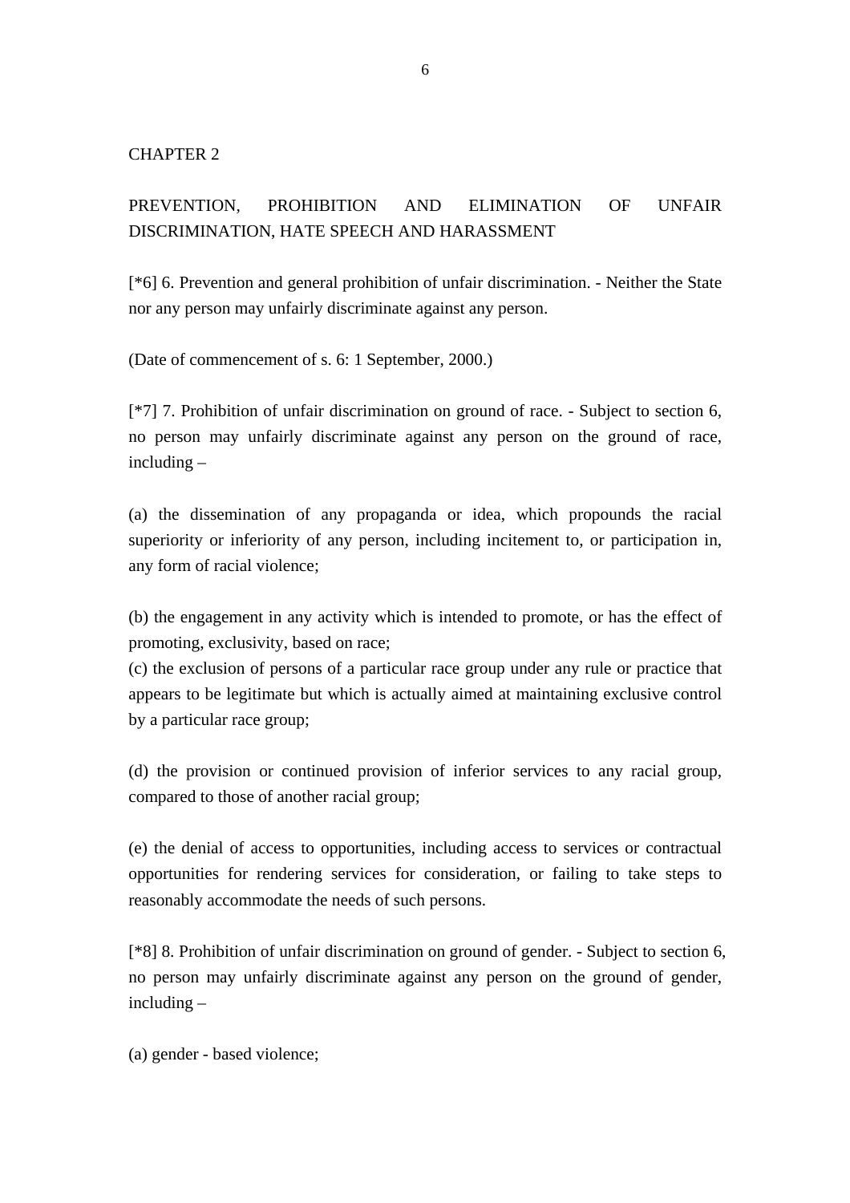## CHAPTER 2

## PREVENTION, PROHIBITION AND ELIMINATION OF UNFAIR DISCRIMINATION, HATE SPEECH AND HARASSMENT

[*6] 6. Prevention and general prohibition of unfair discrimination. - Neither the State nor any person may unfairly discriminate against any person.

(Date of commencement of s. 6: 1 September, 2000.)

[*7] 7. Prohibition of unfair discrimination on ground of race. - Subject to section 6, no person may unfairly discriminate against any person on the ground of race, including –

(a) the dissemination of any propaganda or idea, which propounds the racial superiority or inferiority of any person, including incitement to, or participation in, any form of racial violence;

(b) the engagement in any activity which is intended to promote, or has the effect of promoting, exclusivity, based on race;

(c) the exclusion of persons of a particular race group under any rule or practice that appears to be legitimate but which is actually aimed at maintaining exclusive control by a particular race group;

(d) the provision or continued provision of inferior services to any racial group, compared to those of another racial group;

(e) the denial of access to opportunities, including access to services or contractual opportunities for rendering services for consideration, or failing to take steps to reasonably accommodate the needs of such persons.

[*8] 8. Prohibition of unfair discrimination on ground of gender. - Subject to section 6, no person may unfairly discriminate against any person on the ground of gender, including –

(a) gender - based violence;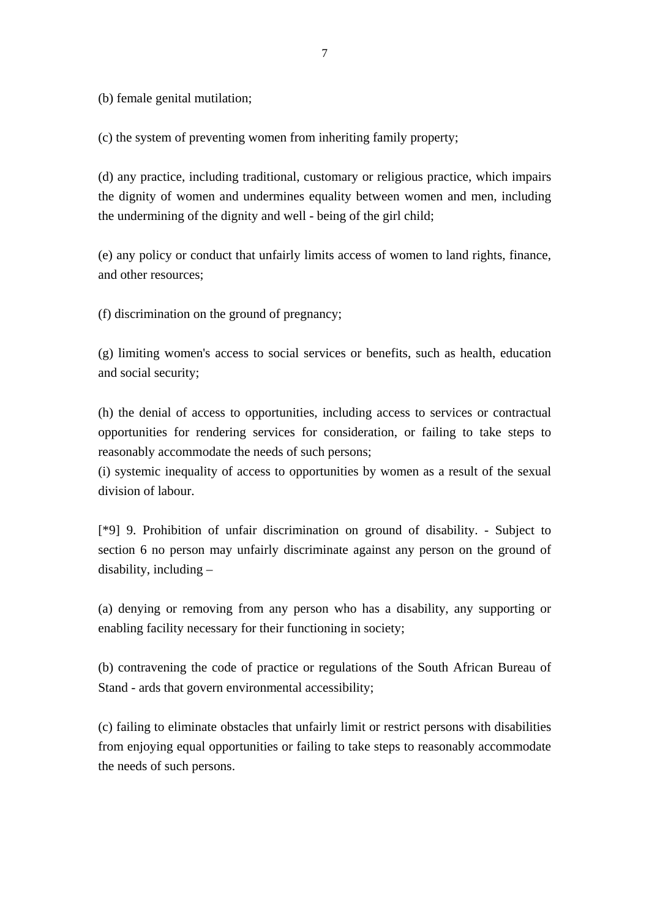(b) female genital mutilation;

(c) the system of preventing women from inheriting family property;

(d) any practice, including traditional, customary or religious practice, which impairs the dignity of women and undermines equality between women and men, including the undermining of the dignity and well - being of the girl child;

(e) any policy or conduct that unfairly limits access of women to land rights, finance, and other resources;

(f) discrimination on the ground of pregnancy;

(g) limiting women's access to social services or benefits, such as health, education and social security;

(h) the denial of access to opportunities, including access to services or contractual opportunities for rendering services for consideration, or failing to take steps to reasonably accommodate the needs of such persons;
(i) systemic inequality of access to opportunities by women as a result of the sexual division of labour.

[*9] 9. Prohibition of unfair discrimination on ground of disability. - Subject to section 6 no person may unfairly discriminate against any person on the ground of disability, including –

(a) denying or removing from any person who has a disability, any supporting or enabling facility necessary for their functioning in society;

(b) contravening the code of practice or regulations of the South African Bureau of Stand - ards that govern environmental accessibility;

(c) failing to eliminate obstacles that unfairly limit or restrict persons with disabilities from enjoying equal opportunities or failing to take steps to reasonably accommodate the needs of such persons.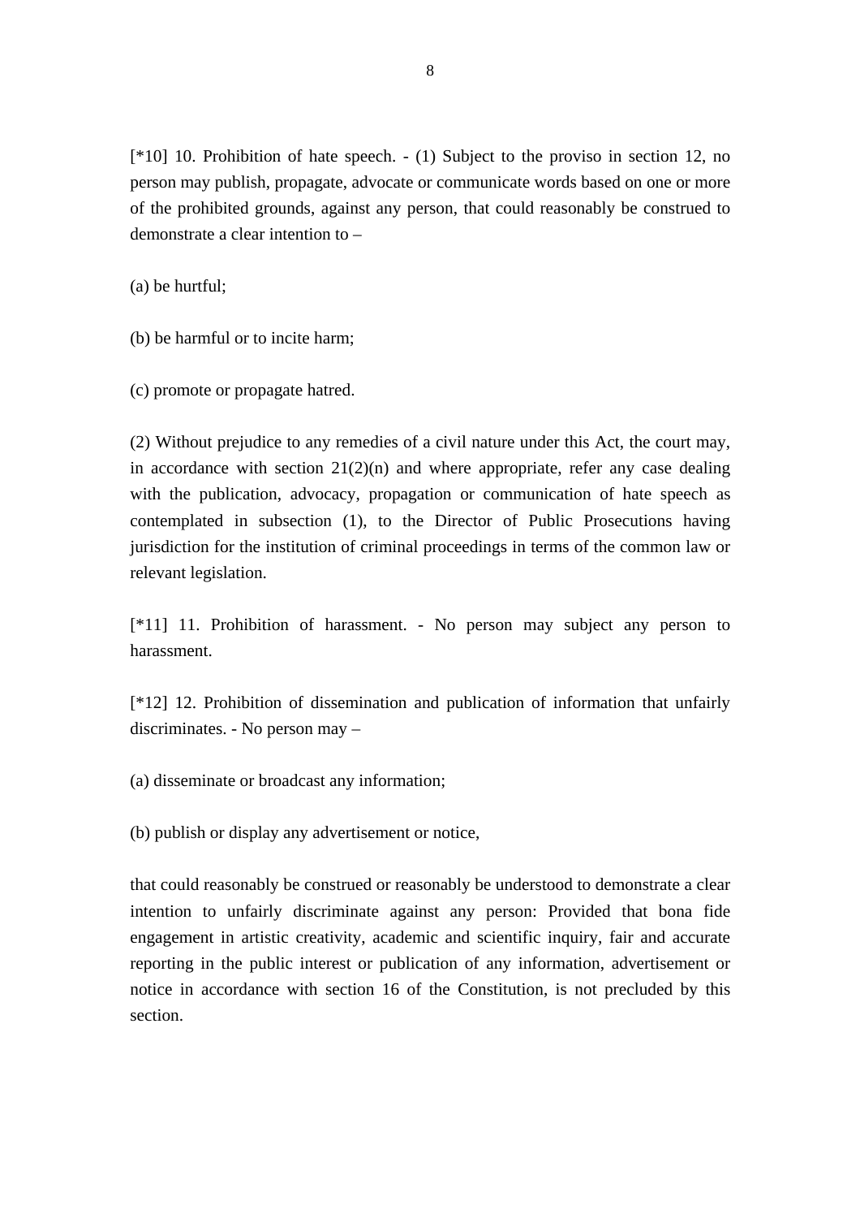[*10] 10. Prohibition of hate speech. - (1) Subject to the proviso in section 12, no person may publish, propagate, advocate or communicate words based on one or more of the prohibited grounds, against any person, that could reasonably be construed to demonstrate a clear intention to –

(a) be hurtful;

(b) be harmful or to incite harm;

(c) promote or propagate hatred.

(2) Without prejudice to any remedies of a civil nature under this Act, the court may, in accordance with section 21(2)(n) and where appropriate, refer any case dealing with the publication, advocacy, propagation or communication of hate speech as contemplated in subsection (1), to the Director of Public Prosecutions having jurisdiction for the institution of criminal proceedings in terms of the common law or relevant legislation.

[*11] 11. Prohibition of harassment. - No person may subject any person to harassment.

[*12] 12. Prohibition of dissemination and publication of information that unfairly discriminates. - No person may –

(a) disseminate or broadcast any information;

(b) publish or display any advertisement or notice,

that could reasonably be construed or reasonably be understood to demonstrate a clear intention to unfairly discriminate against any person: Provided that bona fide engagement in artistic creativity, academic and scientific inquiry, fair and accurate reporting in the public interest or publication of any information, advertisement or notice in accordance with section 16 of the Constitution, is not precluded by this section.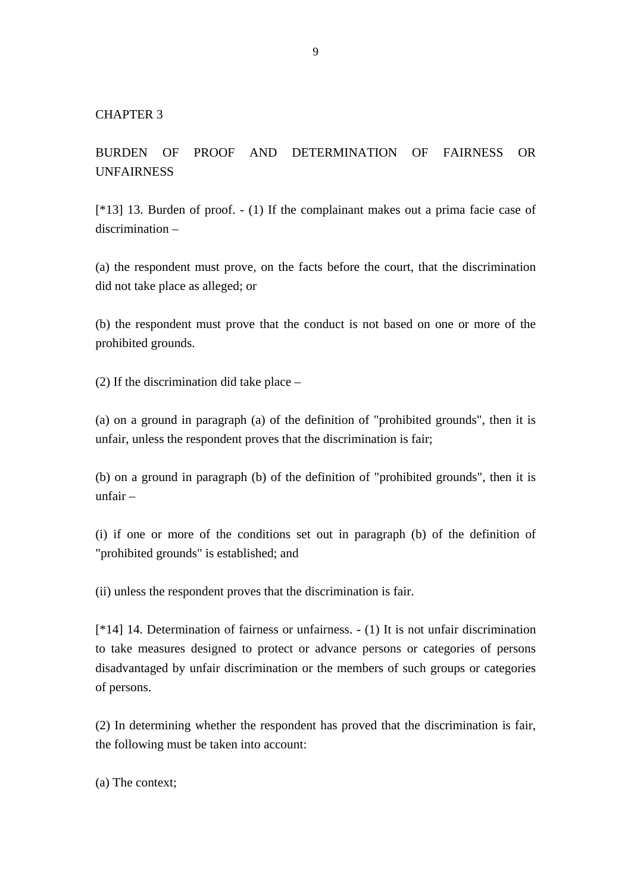## CHAPTER 3

## BURDEN OF PROOF AND DETERMINATION OF FAIRNESS OR UNFAIRNESS

[*13] 13. Burden of proof. - (1) If the complainant makes out a prima facie case of discrimination –

(a) the respondent must prove, on the facts before the court, that the discrimination did not take place as alleged; or

(b) the respondent must prove that the conduct is not based on one or more of the prohibited grounds.

(2) If the discrimination did take place –

(a) on a ground in paragraph (a) of the definition of "prohibited grounds", then it is unfair, unless the respondent proves that the discrimination is fair;

(b) on a ground in paragraph (b) of the definition of "prohibited grounds", then it is unfair –

(i) if one or more of the conditions set out in paragraph (b) of the definition of "prohibited grounds" is established; and

(ii) unless the respondent proves that the discrimination is fair.

[*14] 14. Determination of fairness or unfairness. - (1) It is not unfair discrimination to take measures designed to protect or advance persons or categories of persons disadvantaged by unfair discrimination or the members of such groups or categories of persons.

(2) In determining whether the respondent has proved that the discrimination is fair, the following must be taken into account:

(a) The context;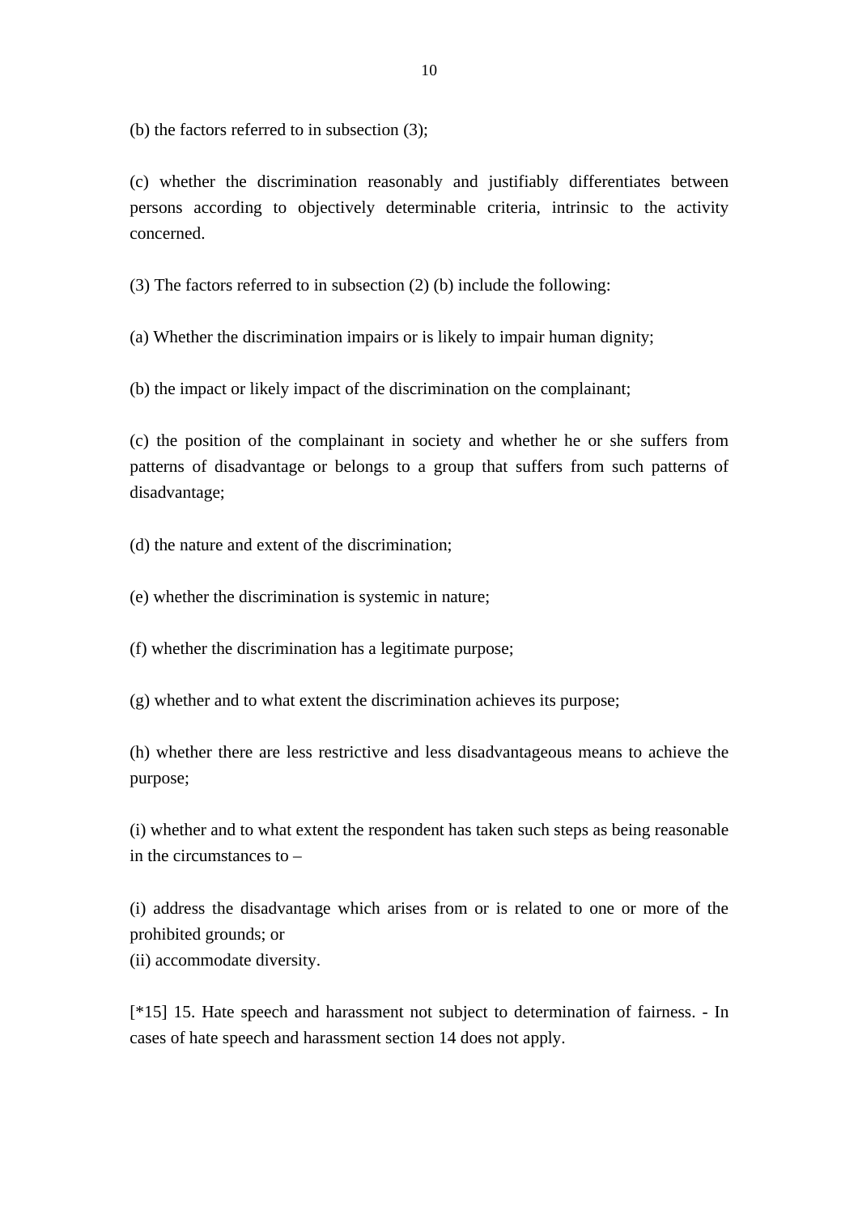(b) the factors referred to in subsection (3);

(c) whether the discrimination reasonably and justifiably differentiates between persons according to objectively determinable criteria, intrinsic to the activity concerned.

(3) The factors referred to in subsection (2) (b) include the following:

(a) Whether the discrimination impairs or is likely to impair human dignity;

(b) the impact or likely impact of the discrimination on the complainant;

(c) the position of the complainant in society and whether he or she suffers from patterns of disadvantage or belongs to a group that suffers from such patterns of disadvantage;

(d) the nature and extent of the discrimination;

(e) whether the discrimination is systemic in nature;

(f) whether the discrimination has a legitimate purpose;

(g) whether and to what extent the discrimination achieves its purpose;

(h) whether there are less restrictive and less disadvantageous means to achieve the purpose;

(i) whether and to what extent the respondent has taken such steps as being reasonable in the circumstances to –

(i) address the disadvantage which arises from or is related to one or more of the prohibited grounds; or
(ii) accommodate diversity.

[*15] 15. Hate speech and harassment not subject to determination of fairness. - In cases of hate speech and harassment section 14 does not apply.